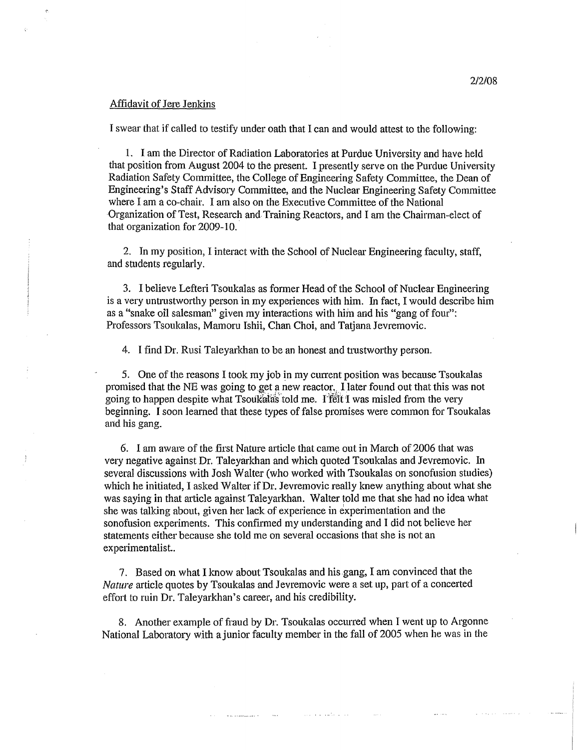2/2/08

Affidavit of Jere Jenkins

I swear that if called to testify under oath that I can and would attest to the following:

1. I am the Director of Radiation Laboratories at Purdue University and have held that position from August 2004 to the present. I presently serve on the Purdue University Radiation Safety Committee, the College of Engineering Safety Committee, the Dean of Engineering's Staff Advisory Committee, and the Nuclear Engineering Safety Committee where I am a co-chair. I am also on the Executive Committee of the National Organization of Test, Research and Training Reactors, and I am the Chairman-elect of that organization for 2009-10.

2. In my position, I interact with the School of Nuclear Engineering faculty, staff, and students regularly.

3. I believe Lefteri Tsoukalas as former Head of the School of Nuclear Engineering is a very untrustworthy person in my experiences with him. In fact, I would describe him as a "snake oil salesman" given my interactions with him and his "gang of four": Professors Tsoukalas, Mamoru Ishii, Chan Choi, and Tatjana Jevremovic.

4. I find Dr. Rusi Taleyarkhan to be an honest and trustworthy person.

5. One of the reasons I took my job in my current position was because Tsoukalas promised that the NE was going to get a new reactor. I later found out that this was not going to happen despite what Tsoukalas told me. I felt I was misled from the very beginning. I soon learned that these types of false promises were common for Tsoukalas and his gang.

6. I am aware of the first Nature article that came out in March of 2006 that was very negative against Dr. Taleyarkhan and which quoted Tsoukalas and Jevremovic. In several discussions with Josh Walter (who worked with Tsoukalas on sonofusion studies) which he initiated, I asked Walter if Dr. Jevremovic really knew anything about what she was saying in that article against Taleyarkhan. Walter told me that she had no idea what she was talking about, given her lack of experience in experimentation and the sonofusion experiments. This confirmed my understanding and I did not believe her statements either because she told me on several occasions that she is not an experimentalist..

7. Based on what I know about Tsoukalas and his gang, I am convinced that the *Nature* article quotes by Tsoukalas and Jevremovic were a set up, part of a concerted effort to ruin Dr. Taleyarkhan's career, and his credibility.

8. Another example of fraud by Dr. Tsoukalas occurred when I went up to Argonne National Laboratory with a junior faculty member in the fall of 2005 when he was in the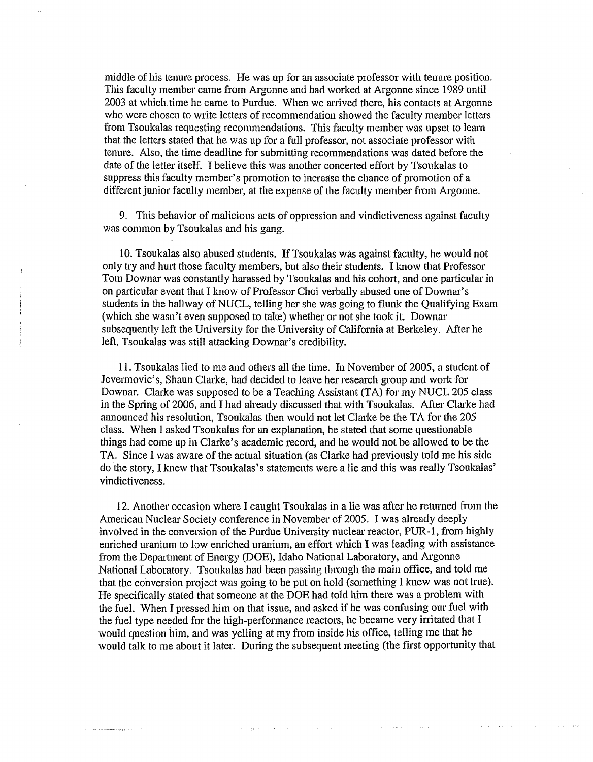middle of his tenure process. He was up for an associate professor with tenure position. This faculty member came from Argonne and had worked at Argonne since 1989 until 2003 at which time he came to Purdue. When we arrived there, his contacts at Argonne who were chosen to write letters of recommendation showed the faculty member letters from Tsoukalas requesting recommendations. This faculty member was upset to learn that the letters stated that he was up for a full professor, not associate professor with tenure. Also, the time deadline for submitting recommendations was dated before the date of the letter itself. I believe this was another concerted effort by Tsoukalas to suppress this faculty member's promotion to increase the chance of promotion of a different junior faculty member, at the expense of the faculty member from Argonne.

9. This behavior of malicious acts of oppression and vindictiveness against faculty was common by Tsoukalas and his gang.

10. Tsoukalas also abused students. If Tsoukalas was against faculty, he would not only try and hurt those faculty members, but also their students. I know that Professor Tom Downar was constantly harassed by Tsoukalas and his cohort, and one particular in on particular event that I know of Professor Choi verbally abused one of Downar's students in the hallway of NUCL, telling her she was going to flunk the Qualifying Exam (which she wasn't even supposed to take) whether or not she took it. Downar subsequently left the University for the University of California at Berkeley. After he left, Tsoukalas was still attacking Downar's credibility.

11. Tsoukalas lied to me and others all the time. In November of 2005, a student of Jevermovic's, Shaun Clarke, had decided to leave her research group and work for Downar. Clarke was supposed to be a Teaching Assistant (TA) for my NUCL 205 class in the Spring of 2006, and I had already discussed that with Tsoukalas. After Clarke had announced his resolution, Tsoukalas then would not let Clarke be the TA for the 205 class. When I asked Tsoukalas for an explanation, he stated that some questionable things had come up in Clarke's academic record, and he would not be allowed to be the TA. Since I was aware of the actual situation (as Clarke had previously told me his side do the story, I knew that Tsoukalas's statements were a lie and this was really Tsoukalas' vindictiveness.

12. Another occasion where I caught Tsoukalas in a lie was after he returned from the American Nuclear Society conference in November of 2005. I was already deeply involved in the conversion of the Purdue University nuclear reactor, PUR-1, from highly enriched uranium to low enriched uranium, an effort which I was leading with assistance from the Department of Energy (DOE), Idaho National Laboratory, and Argonne National Laboratory. Tsoukalas had been passing through the main office, and told me that the conversion project was going to be put on hold (something I knew was not true). He specifically stated that someone at the DOE had told him there was a problem with the fuel. When I pressed him on that issue, and asked if he was confusing our fuel with the fuel type needed for the high-performance reactors, he became very irritated that I would question him, and was yelling at my from inside his office, telling me that he would talk to me about it later. During the subsequent meeting (the first opportunity that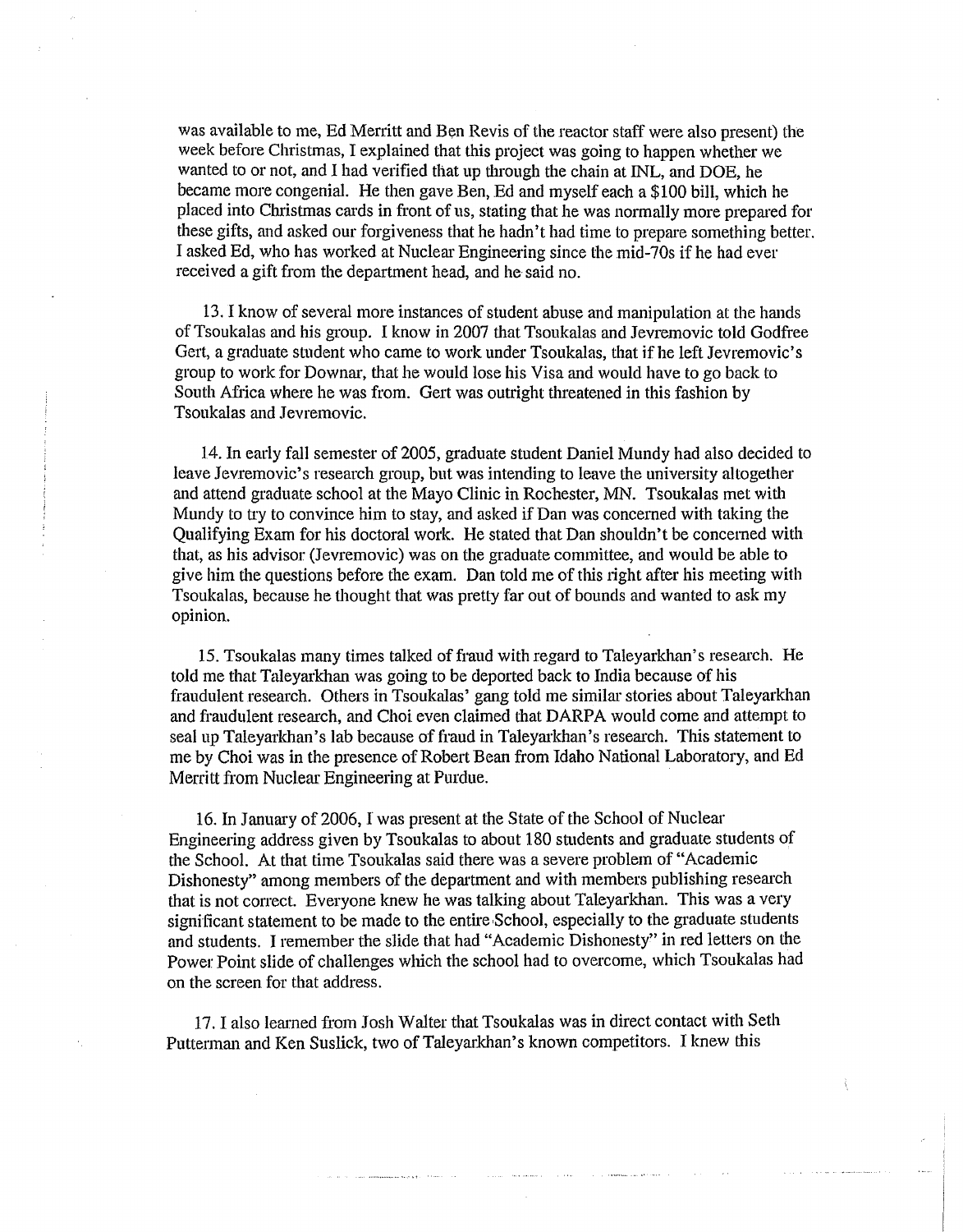was available to me, Ed Merritt and Ben Revis of the reactor staff were also present) the week before Christmas, I explained that this project was going to happen whether we wanted to or not, and I had verified that up through the chain at INL, and DOE, he became more congenial. He then gave Ben, Ed and myself each a $100 bill, which he placed into Christmas cards in front of us, stating that he was normally more prepared for these gifts, and asked our forgiveness that he hadn't had time to prepare something better. I asked Ed, who has worked at Nuclear Engineering since the mid-70s if he had ever received a gift from the department head, and he said no.

13. I know of several more instances of student abuse and manipulation at the hands of Tsoukalas and his group. I know in 2007 that Tsoukalas and Jevremovic told Godfree Gert, a graduate student who came to work under Tsoukalas, that if he left Jevremovic's group to work for Downar, that he would lose his Visa and would have to go back to South Africa where he was from. Gert was outright threatened in this fashion by Tsoukalas and Jevremovic.

14. In early fall semester of 2005, graduate student Daniel Mundy had also decided to leave Jevremovic's research group, but was intending to leave the university altogether and attend graduate school at the Mayo Clinic in Rochester, MN. Tsoukalas met with Mundy to try to convince him to stay, and asked if Dan was concerned with taking the Qualifying Exam for his doctoral work. He stated that Dan shouldn't be concerned with that, as his advisor (Jevremovic) was on the graduate committee, and would be able to give him the questions before the exam. Dan told me of this right after his meeting with Tsoukalas, because he thought that was pretty far out of bounds and wanted to ask my opinion.

15. Tsoukalas many times talked of fraud with regard to Taleyarkhan's research. He told me that Taleyarkhan was going to be deported back to India because of his fraudulent research. Others in Tsoukalas' gang told me similar stories about Taleyarkhan and fraudulent research, and Choi even claimed that DARPA would come and attempt to seal up Taleyarkhan's lab because of fraud in Taleyarkhan's research. This statement to me by Choi was in the presence of Robert Bean from Idaho National Laboratory, and Ed Merritt from Nuclear Engineering at Purdue.

16. In January of 2006, I was present at the State of the School of Nuclear Engineering address given by Tsoukalas to about 180 students and graduate students of the School. At that time Tsoukalas said there was a severe problem of "Academic Dishonesty" among members of the department and with members publishing research that is not correct. Everyone knew he was talking about Taleyarkhan. This was a very significant statement to be made to the entire School, especially to the graduate students and students. I remember the slide that had "Academic Dishonesty" in red letters on the Power Point slide of challenges which the school had to overcome, which Tsoukalas had on the screen for that address.

17. I also learned from Josh Walter that Tsoukalas was in direct contact with Seth Putterman and Ken Suslick, two of Taleyarkhan's known competitors. I knew this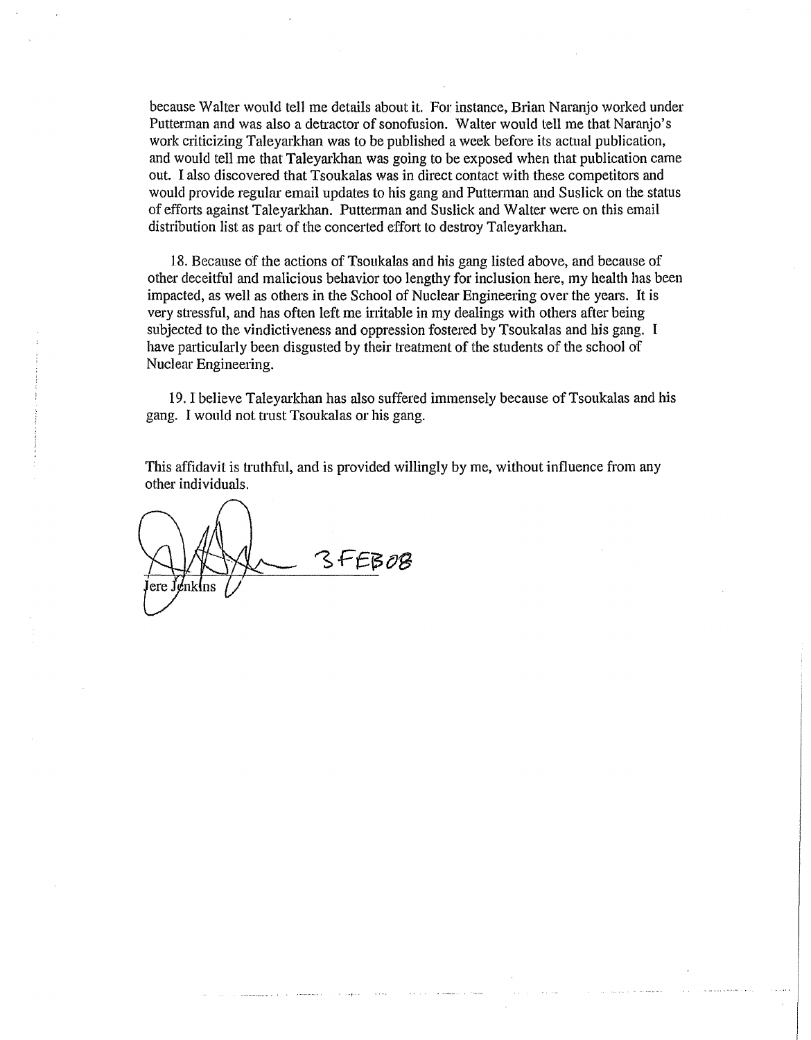because Walter would tell me details about it. For instance, Brian Naranjo worked under Putterman and was also a detractor of sonofusion. Walter would tell me that Naranjo's work criticizing Taleyarkhan was to be published a week before its actual publication, and would tell me that Taleyarkhan was going to be exposed when that publication came out. I also discovered that Tsoukalas was in direct contact with these competitors and would provide regular email updates to his gang and Putterman and Suslick on the status of efforts against Taleyarkhan. Putterman and Suslick and Walter were on this email distribution list as part of the concerted effort to destroy Taleyarkhan.

18. Because of the actions of Tsoukalas and his gang listed above, and because of other deceitful and malicious behavior too lengthy for inclusion here, my health has been impacted, as well as others in the School of Nuclear Engineering over the years. It is very stressful, and has often left me irritable in my dealings with others after being subjected to the vindictiveness and oppression fostered by Tsoukalas and his gang. I have particularly been disgusted by their treatment of the students of the school of Nuclear Engineering.

19. I believe Taleyarkhan has also suffered immensely because of Tsoukalas and his gang. I would not trust Tsoukalas or his gang.

This affidavit is truthful, and is provided willingly by me, without influence from any other individuals.

3FEB08

Jere Jenkins